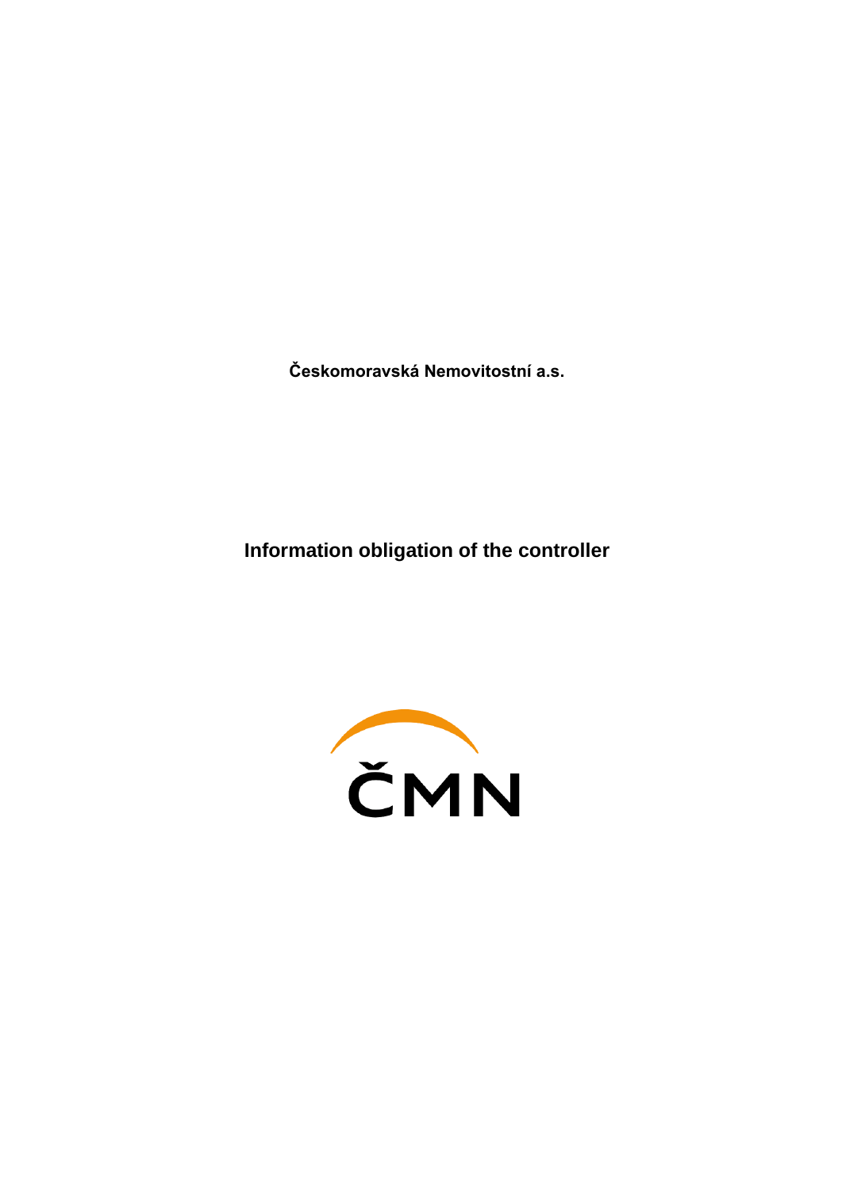**Českomoravská Nemovitostní a.s.**

# Information obligation of the controller

ČMN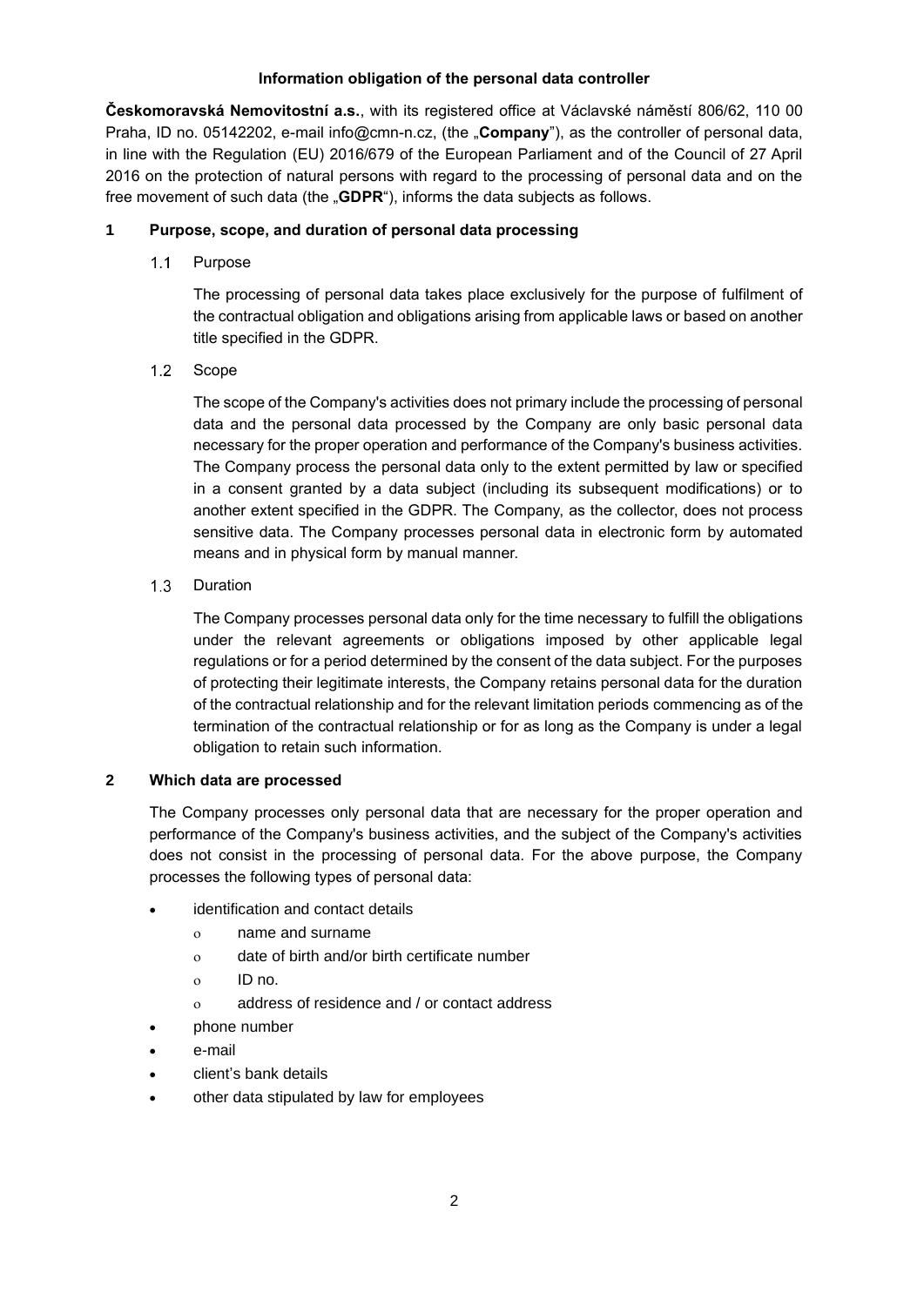**Information obligation of the personal data controller**

**Českomoravská Nemovitostní a.s.**, with its registered office at Václavské náměstí 806/62, 110 00 Praha, ID no. 05142202, e-mail info@cmn-n.cz, (the „**Company**"), as the controller of personal data, in line with the Regulation (EU) 2016/679 of the European Parliament and of the Council of 27 April 2016 on the protection of natural persons with regard to the processing of personal data and on the free movement of such data (the „**GDPR**"), informs the data subjects as follows.

## 1 Purpose, scope, and duration of personal data processing

### 1.1 Purpose

The processing of personal data takes place exclusively for the purpose of fulfilment of the contractual obligation and obligations arising from applicable laws or based on another title specified in the GDPR.

### 1.2 Scope

The scope of the Company's activities does not primary include the processing of personal data and the personal data processed by the Company are only basic personal data necessary for the proper operation and performance of the Company's business activities. The Company process the personal data only to the extent permitted by law or specified in a consent granted by a data subject (including its subsequent modifications) or to another extent specified in the GDPR. The Company, as the collector, does not process sensitive data. The Company processes personal data in electronic form by automated means and in physical form by manual manner.

### 1.3 Duration

The Company processes personal data only for the time necessary to fulfill the obligations under the relevant agreements or obligations imposed by other applicable legal regulations or for a period determined by the consent of the data subject. For the purposes of protecting their legitimate interests, the Company retains personal data for the duration of the contractual relationship and for the relevant limitation periods commencing as of the termination of the contractual relationship or for as long as the Company is under a legal obligation to retain such information.

## 2 Which data are processed

The Company processes only personal data that are necessary for the proper operation and performance of the Company's business activities, and the subject of the Company's activities does not consist in the processing of personal data. For the above purpose, the Company processes the following types of personal data:

- identification and contact details
  - name and surname
  - date of birth and/or birth certificate number
  - ID no.
  - address of residence and / or contact address
- phone number
- e-mail
- client's bank details
- other data stipulated by law for employees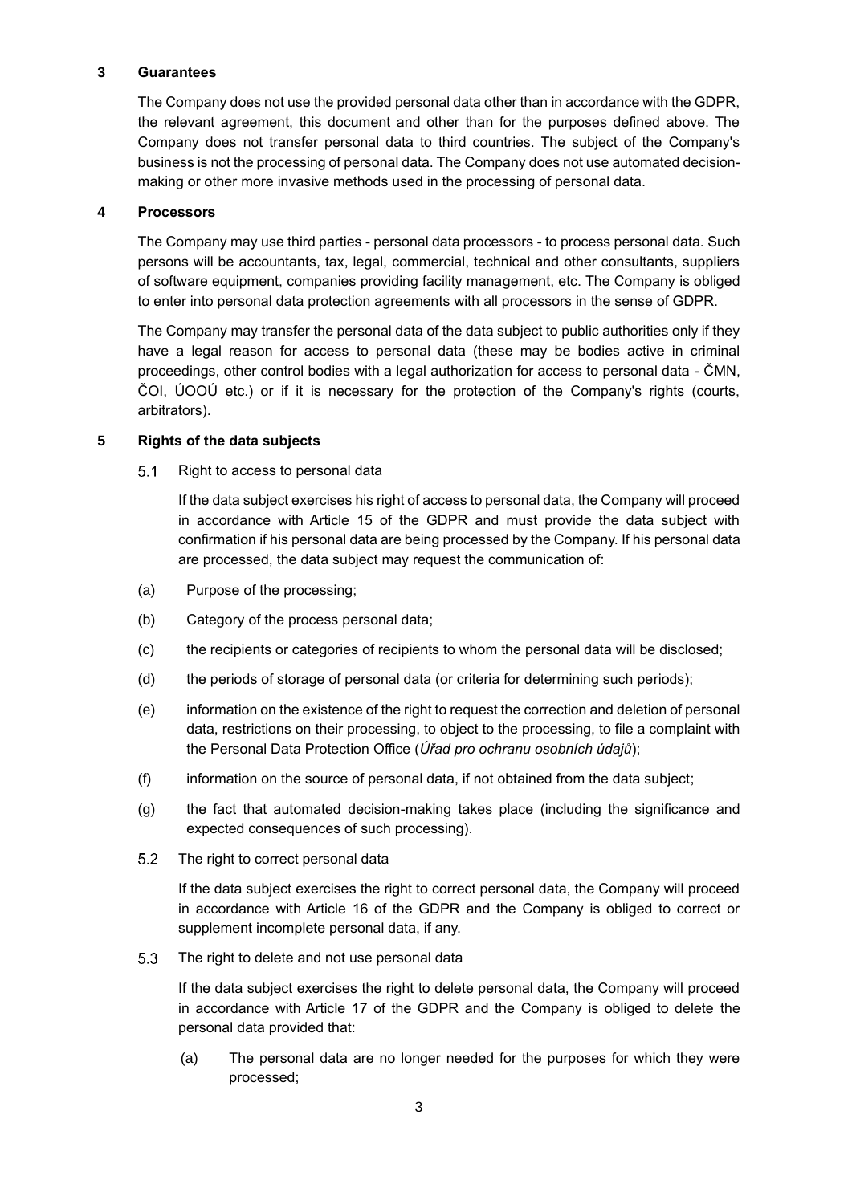## 3 Guarantees

The Company does not use the provided personal data other than in accordance with the GDPR, the relevant agreement, this document and other than for the purposes defined above. The Company does not transfer personal data to third countries. The subject of the Company's business is not the processing of personal data. The Company does not use automated decision-making or other more invasive methods used in the processing of personal data.

## 4 Processors

The Company may use third parties - personal data processors - to process personal data. Such persons will be accountants, tax, legal, commercial, technical and other consultants, suppliers of software equipment, companies providing facility management, etc. The Company is obliged to enter into personal data protection agreements with all processors in the sense of GDPR.

The Company may transfer the personal data of the data subject to public authorities only if they have a legal reason for access to personal data (these may be bodies active in criminal proceedings, other control bodies with a legal authorization for access to personal data - ČMN, ČOI, ÚOOÚ etc.) or if it is necessary for the protection of the Company's rights (courts, arbitrators).

## 5 Rights of the data subjects

### 5.1 Right to access to personal data

If the data subject exercises his right of access to personal data, the Company will proceed in accordance with Article 15 of the GDPR and must provide the data subject with confirmation if his personal data are being processed by the Company. If his personal data are processed, the data subject may request the communication of:

(a) Purpose of the processing;

(b) Category of the process personal data;

(c) the recipients or categories of recipients to whom the personal data will be disclosed;

(d) the periods of storage of personal data (or criteria for determining such periods);

(e) information on the existence of the right to request the correction and deletion of personal data, restrictions on their processing, to object to the processing, to file a complaint with the Personal Data Protection Office (*Úřad pro ochranu osobních údajů*);

(f) information on the source of personal data, if not obtained from the data subject;

(g) the fact that automated decision-making takes place (including the significance and expected consequences of such processing).

### 5.2 The right to correct personal data

If the data subject exercises the right to correct personal data, the Company will proceed in accordance with Article 16 of the GDPR and the Company is obliged to correct or supplement incomplete personal data, if any.

### 5.3 The right to delete and not use personal data

If the data subject exercises the right to delete personal data, the Company will proceed in accordance with Article 17 of the GDPR and the Company is obliged to delete the personal data provided that:

(a) The personal data are no longer needed for the purposes for which they were processed;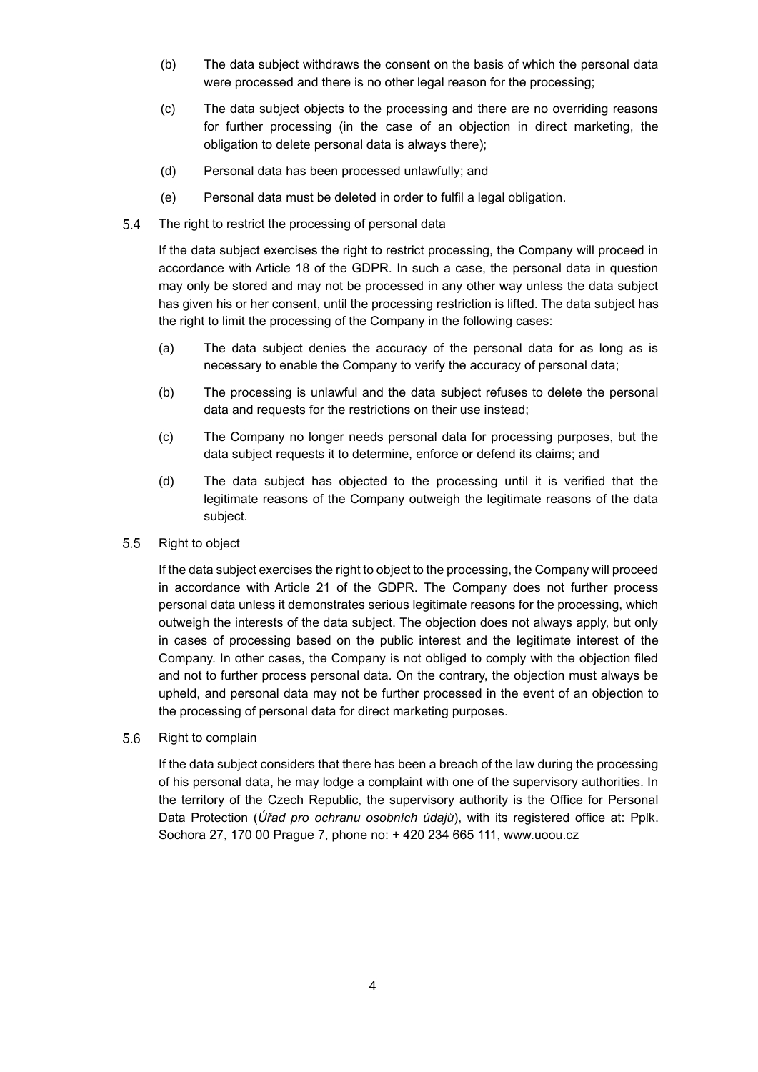(b) The data subject withdraws the consent on the basis of which the personal data were processed and there is no other legal reason for the processing;

(c) The data subject objects to the processing and there are no overriding reasons for further processing (in the case of an objection in direct marketing, the obligation to delete personal data is always there);

(d) Personal data has been processed unlawfully; and

(e) Personal data must be deleted in order to fulfil a legal obligation.

### 5.4 The right to restrict the processing of personal data

If the data subject exercises the right to restrict processing, the Company will proceed in accordance with Article 18 of the GDPR. In such a case, the personal data in question may only be stored and may not be processed in any other way unless the data subject has given his or her consent, until the processing restriction is lifted. The data subject has the right to limit the processing of the Company in the following cases:

(a) The data subject denies the accuracy of the personal data for as long as is necessary to enable the Company to verify the accuracy of personal data;

(b) The processing is unlawful and the data subject refuses to delete the personal data and requests for the restrictions on their use instead;

(c) The Company no longer needs personal data for processing purposes, but the data subject requests it to determine, enforce or defend its claims; and

(d) The data subject has objected to the processing until it is verified that the legitimate reasons of the Company outweigh the legitimate reasons of the data subject.

### 5.5 Right to object

If the data subject exercises the right to object to the processing, the Company will proceed in accordance with Article 21 of the GDPR. The Company does not further process personal data unless it demonstrates serious legitimate reasons for the processing, which outweigh the interests of the data subject. The objection does not always apply, but only in cases of processing based on the public interest and the legitimate interest of the Company. In other cases, the Company is not obliged to comply with the objection filed and not to further process personal data. On the contrary, the objection must always be upheld, and personal data may not be further processed in the event of an objection to the processing of personal data for direct marketing purposes.

### 5.6 Right to complain

If the data subject considers that there has been a breach of the law during the processing of his personal data, he may lodge a complaint with one of the supervisory authorities. In the territory of the Czech Republic, the supervisory authority is the Office for Personal Data Protection (*Úřad pro ochranu osobních údajů*), with its registered office at: Pplk. Sochora 27, 170 00 Prague 7, phone no: + 420 234 665 111, www.uoou.cz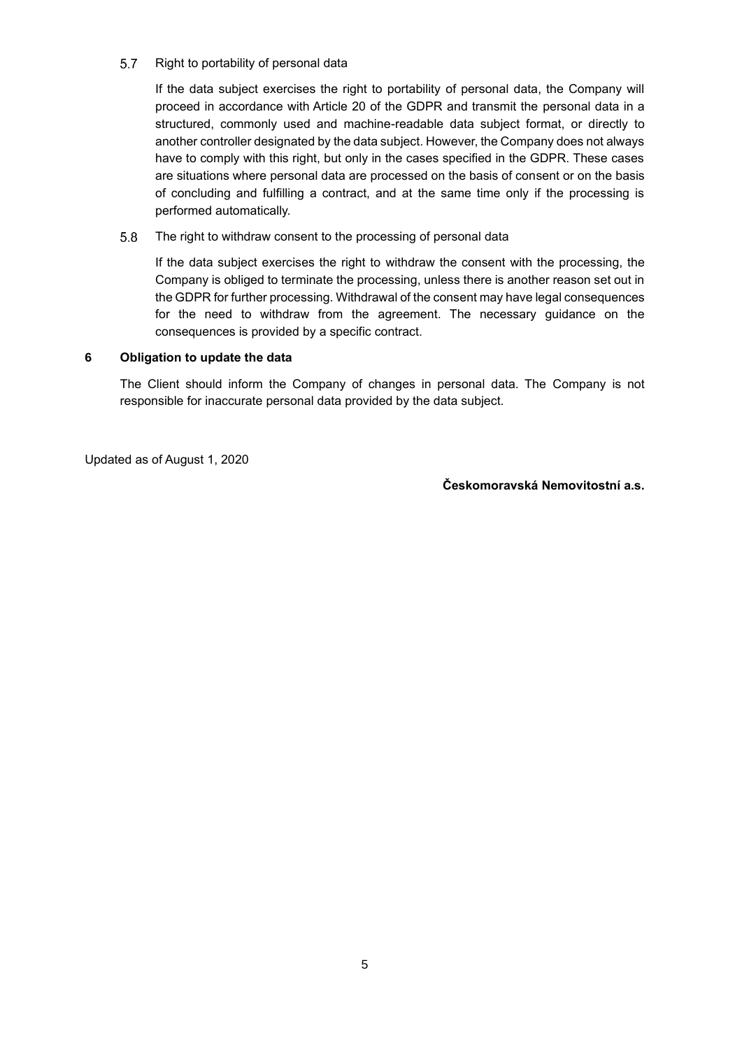### 5.7 Right to portability of personal data

If the data subject exercises the right to portability of personal data, the Company will proceed in accordance with Article 20 of the GDPR and transmit the personal data in a structured, commonly used and machine-readable data subject format, or directly to another controller designated by the data subject. However, the Company does not always have to comply with this right, but only in the cases specified in the GDPR. These cases are situations where personal data are processed on the basis of consent or on the basis of concluding and fulfilling a contract, and at the same time only if the processing is performed automatically.

### 5.8 The right to withdraw consent to the processing of personal data

If the data subject exercises the right to withdraw the consent with the processing, the Company is obliged to terminate the processing, unless there is another reason set out in the GDPR for further processing. Withdrawal of the consent may have legal consequences for the need to withdraw from the agreement. The necessary guidance on the consequences is provided by a specific contract.

## 6 Obligation to update the data

The Client should inform the Company of changes in personal data. The Company is not responsible for inaccurate personal data provided by the data subject.

Updated as of August 1, 2020

**Českomoravská Nemovitostní a.s.**